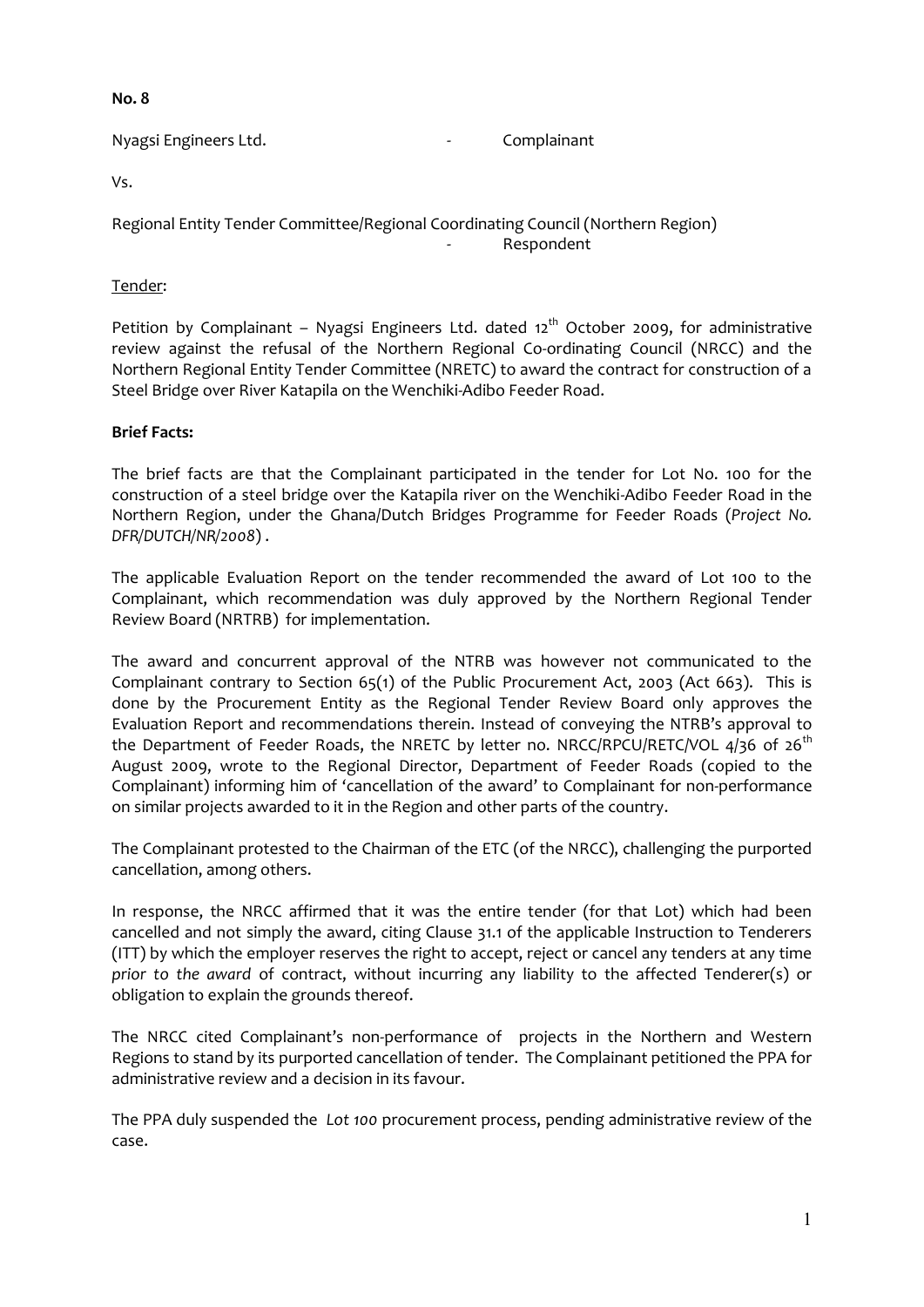**No. 8**

Nyagsi Engineers Ltd. - Complainant

Vs.

Regional Entity Tender Committee/Regional Coordinating Council (Northern Region) - Respondent

Tender:

Petition by Complainant – Nyagsi Engineers Ltd. dated 12th October 2009, for administrative review against the refusal of the Northern Regional Co-ordinating Council (NRCC) and the Northern Regional Entity Tender Committee (NRETC) to award the contract for construction of a Steel Bridge over River Katapila on the Wenchiki-Adibo Feeder Road.

**Brief Facts:**

The brief facts are that the Complainant participated in the tender for Lot No. 100 for the construction of a steel bridge over the Katapila river on the Wenchiki-Adibo Feeder Road in the Northern Region, under the Ghana/Dutch Bridges Programme for Feeder Roads (*Project No. DFR/DUTCH/NR/2008*) .

The applicable Evaluation Report on the tender recommended the award of Lot 100 to the Complainant, which recommendation was duly approved by the Northern Regional Tender Review Board (NRTRB) for implementation.

The award and concurrent approval of the NTRB was however not communicated to the Complainant contrary to Section 65(1) of the Public Procurement Act, 2003 (Act 663). This is done by the Procurement Entity as the Regional Tender Review Board only approves the Evaluation Report and recommendations therein. Instead of conveying the NTRB's approval to the Department of Feeder Roads, the NRETC by letter no. NRCC/RPCU/RETC/VOL 4/36 of 26th August 2009, wrote to the Regional Director, Department of Feeder Roads (copied to the Complainant) informing him of 'cancellation of the award' to Complainant for non-performance on similar projects awarded to it in the Region and other parts of the country.

The Complainant protested to the Chairman of the ETC (of the NRCC), challenging the purported cancellation, among others.

In response, the NRCC affirmed that it was the entire tender (for that Lot) which had been cancelled and not simply the award, citing Clause 31.1 of the applicable Instruction to Tenderers (ITT) by which the employer reserves the right to accept, reject or cancel any tenders at any time *prior to the award* of contract, without incurring any liability to the affected Tenderer(s) or obligation to explain the grounds thereof.

The NRCC cited Complainant's non-performance of projects in the Northern and Western Regions to stand by its purported cancellation of tender. The Complainant petitioned the PPA for administrative review and a decision in its favour.

The PPA duly suspended the *Lot 100* procurement process, pending administrative review of the case.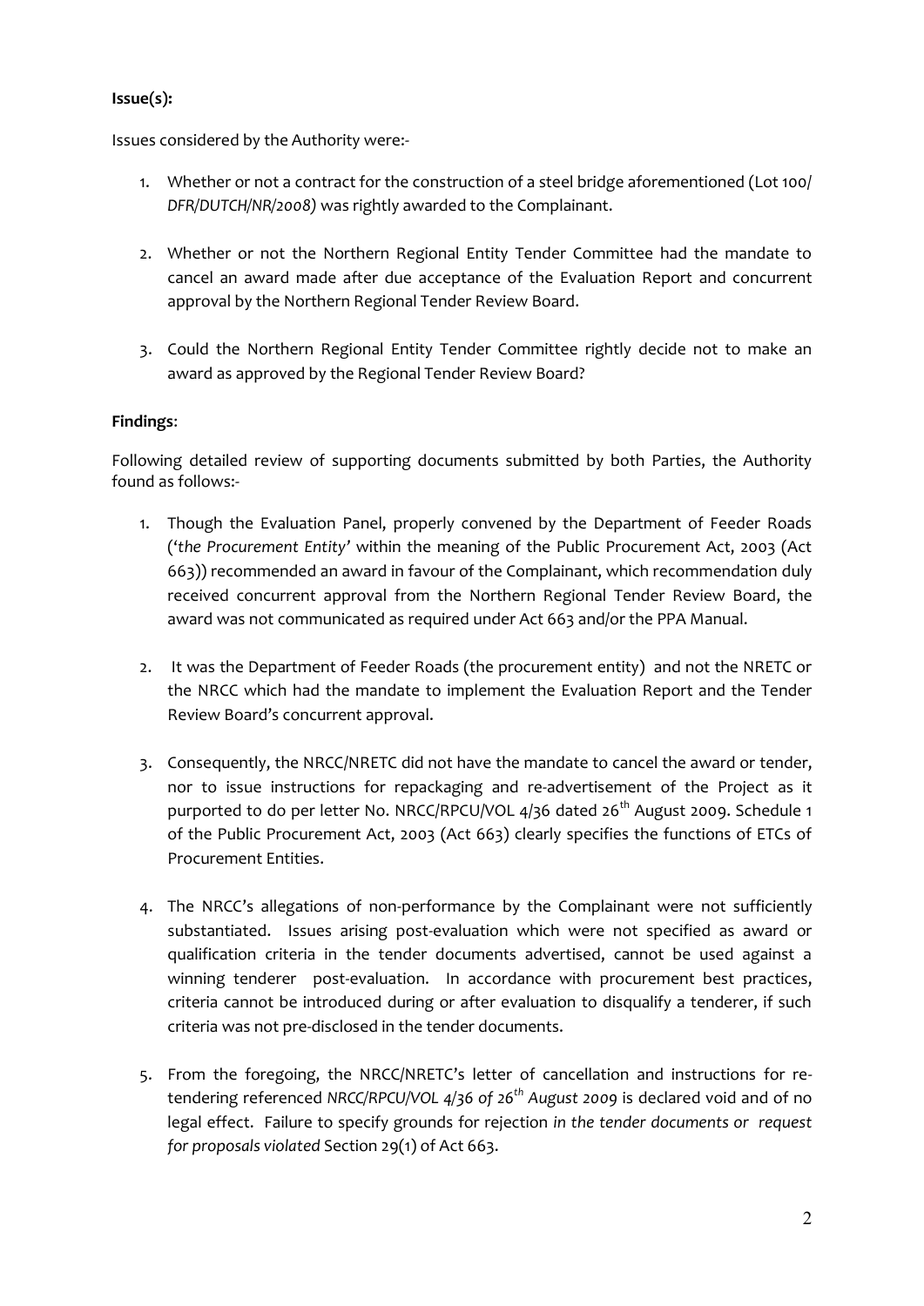**Issue(s):**

Issues considered by the Authority were:-

1. Whether or not a contract for the construction of a steel bridge aforementioned (Lot 100/ *DFR/DUTCH/NR/2008)* was rightly awarded to the Complainant.

2. Whether or not the Northern Regional Entity Tender Committee had the mandate to cancel an award made after due acceptance of the Evaluation Report and concurrent approval by the Northern Regional Tender Review Board.

3. Could the Northern Regional Entity Tender Committee rightly decide not to make an award as approved by the Regional Tender Review Board?

**Findings**:

Following detailed review of supporting documents submitted by both Parties, the Authority found as follows:-

1. Though the Evaluation Panel, properly convened by the Department of Feeder Roads (*'the Procurement Entity'* within the meaning of the Public Procurement Act, 2003 (Act 663)) recommended an award in favour of the Complainant, which recommendation duly received concurrent approval from the Northern Regional Tender Review Board, the award was not communicated as required under Act 663 and/or the PPA Manual.

2. It was the Department of Feeder Roads (the procurement entity) and not the NRETC or the NRCC which had the mandate to implement the Evaluation Report and the Tender Review Board's concurrent approval.

3. Consequently, the NRCC/NRETC did not have the mandate to cancel the award or tender, nor to issue instructions for repackaging and re-advertisement of the Project as it purported to do per letter No. NRCC/RPCU/VOL 4/36 dated 26th August 2009. Schedule 1 of the Public Procurement Act, 2003 (Act 663) clearly specifies the functions of ETCs of Procurement Entities.

4. The NRCC's allegations of non-performance by the Complainant were not sufficiently substantiated. Issues arising post-evaluation which were not specified as award or qualification criteria in the tender documents advertised, cannot be used against a winning tenderer post-evaluation. In accordance with procurement best practices, criteria cannot be introduced during or after evaluation to disqualify a tenderer, if such criteria was not pre-disclosed in the tender documents.

5. From the foregoing, the NRCC/NRETC's letter of cancellation and instructions for re-tendering referenced *NRCC/RPCU/VOL 4/36 of 26th August 2009* is declared void and of no legal effect. Failure to specify grounds for rejection *in the tender documents or request for proposals violated* Section 29(1) of Act 663.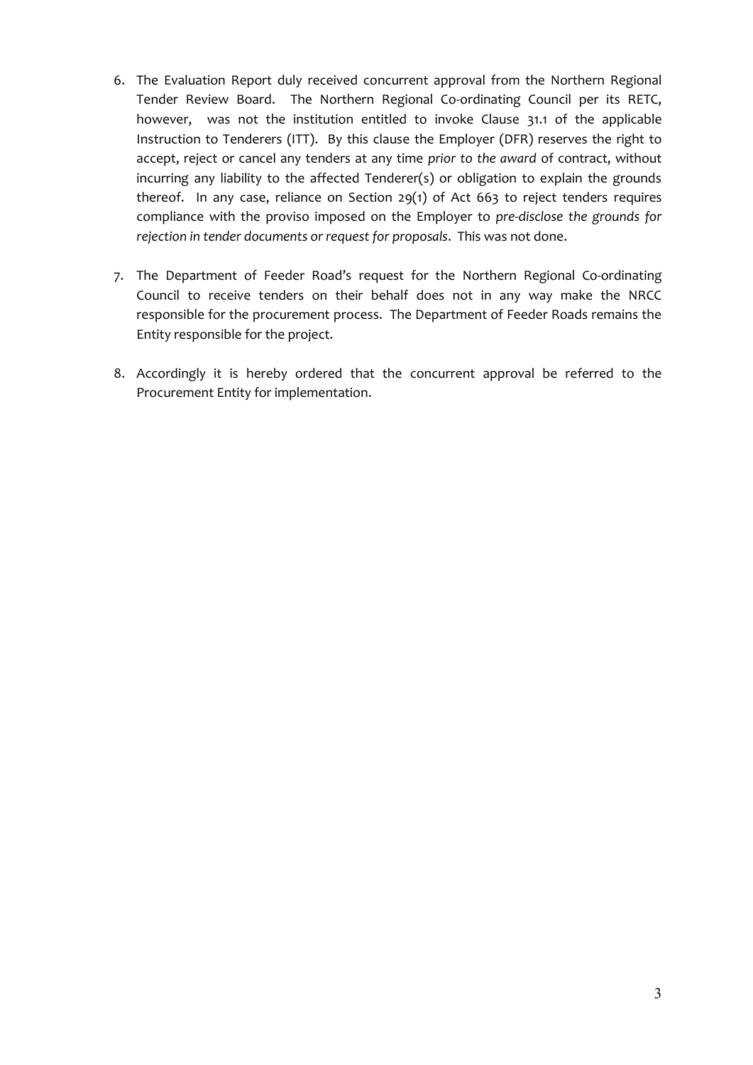6. The Evaluation Report duly received concurrent approval from the Northern Regional Tender Review Board. The Northern Regional Co-ordinating Council per its RETC, however, was not the institution entitled to invoke Clause 31.1 of the applicable Instruction to Tenderers (ITT). By this clause the Employer (DFR) reserves the right to accept, reject or cancel any tenders at any time *prior to the award* of contract, without incurring any liability to the affected Tenderer(s) or obligation to explain the grounds thereof. In any case, reliance on Section 29(1) of Act 663 to reject tenders requires compliance with the proviso imposed on the Employer to *pre-disclose the grounds for rejection in tender documents or request for proposals*. This was not done.

7. The Department of Feeder Road's request for the Northern Regional Co-ordinating Council to receive tenders on their behalf does not in any way make the NRCC responsible for the procurement process. The Department of Feeder Roads remains the Entity responsible for the project.

8. Accordingly it is hereby ordered that the concurrent approval be referred to the Procurement Entity for implementation.